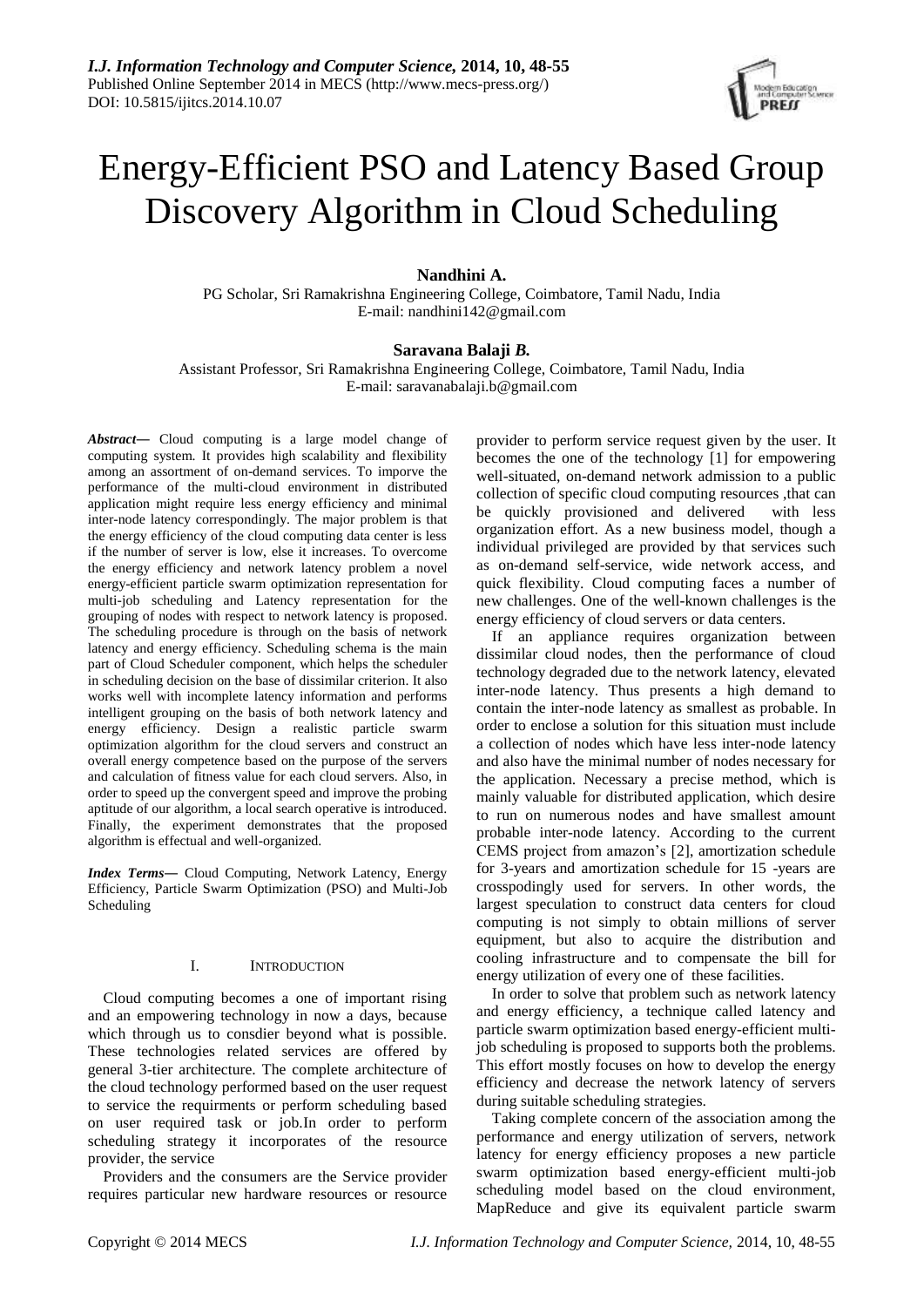# Energy-Efficient PSO and Latency Based Group Discovery Algorithm in Cloud Scheduling

**Nandhini A.**

PG Scholar, Sri Ramakrishna Engineering College, Coimbatore, Tamil Nadu, India
E-mail: nandhini142@gmail.com

**Saravana Balaji *B.***

Assistant Professor, Sri Ramakrishna Engineering College, Coimbatore, Tamil Nadu, India
E-mail: saravanabalaji.b@gmail.com

***Abstract*—** Cloud computing is a large model change of computing system. It provides high scalability and flexibility among an assortment of on-demand services. To imporve the performance of the multi-cloud environment in distributed application might require less energy efficiency and minimal inter-node latency correspondingly. The major problem is that the energy efficiency of the cloud computing data center is less if the number of server is low, else it increases. To overcome the energy efficiency and network latency problem a novel energy-efficient particle swarm optimization representation for multi-job scheduling and Latency representation for the grouping of nodes with respect to network latency is proposed. The scheduling procedure is through on the basis of network latency and energy efficiency. Scheduling schema is the main part of Cloud Scheduler component, which helps the scheduler in scheduling decision on the base of dissimilar criterion. It also works well with incomplete latency information and performs intelligent grouping on the basis of both network latency and energy efficiency. Design a realistic particle swarm optimization algorithm for the cloud servers and construct an overall energy competence based on the purpose of the servers and calculation of fitness value for each cloud servers. Also, in order to speed up the convergent speed and improve the probing aptitude of our algorithm, a local search operative is introduced. Finally, the experiment demonstrates that the proposed algorithm is effectual and well-organized.

***Index Terms*—** Cloud Computing, Network Latency, Energy Efficiency, Particle Swarm Optimization (PSO) and Multi-Job Scheduling

## I. Introduction

Cloud computing becomes a one of important rising and an empowering technology in now a days, because which through us to consdier beyond what is possible. These technologies related services are offered by general 3-tier architecture. The complete architecture of the cloud technology performed based on the user request to service the requirments or perform scheduling based on user required task or job.In order to perform scheduling strategy it incorporates of the resource provider, the service

Providers and the consumers are the Service provider requires particular new hardware resources or resource provider to perform service request given by the user. It becomes the one of the technology [1] for empowering well-situated, on-demand network admission to a public collection of specific cloud computing resources ,that can be quickly provisioned and delivered with less organization effort. As a new business model, though a individual privileged are provided by that services such as on-demand self-service, wide network access, and quick flexibility. Cloud computing faces a number of new challenges. One of the well-known challenges is the energy efficiency of cloud servers or data centers.

If an appliance requires organization between dissimilar cloud nodes, then the performance of cloud technology degraded due to the network latency, elevated inter-node latency. Thus presents a high demand to contain the inter-node latency as smallest as probable. In order to enclose a solution for this situation must include a collection of nodes which have less inter-node latency and also have the minimal number of nodes necessary for the application. Necessary a precise method, which is mainly valuable for distributed application, which desire to run on numerous nodes and have smallest amount probable inter-node latency. According to the current CEMS project from amazon's [2], amortization schedule for 3-years and amortization schedule for 15 -years are crosspodingly used for servers. In other words, the largest speculation to construct data centers for cloud computing is not simply to obtain millions of server equipment, but also to acquire the distribution and cooling infrastructure and to compensate the bill for energy utilization of every one of these facilities.

In order to solve that problem such as network latency and energy efficiency, a technique called latency and particle swarm optimization based energy-efficient multi-job scheduling is proposed to supports both the problems. This effort mostly focuses on how to develop the energy efficiency and decrease the network latency of servers during suitable scheduling strategies.

Taking complete concern of the association among the performance and energy utilization of servers, network latency for energy efficiency proposes a new particle swarm optimization based energy-efficient multi-job scheduling model based on the cloud environment, MapReduce and give its equivalent particle swarm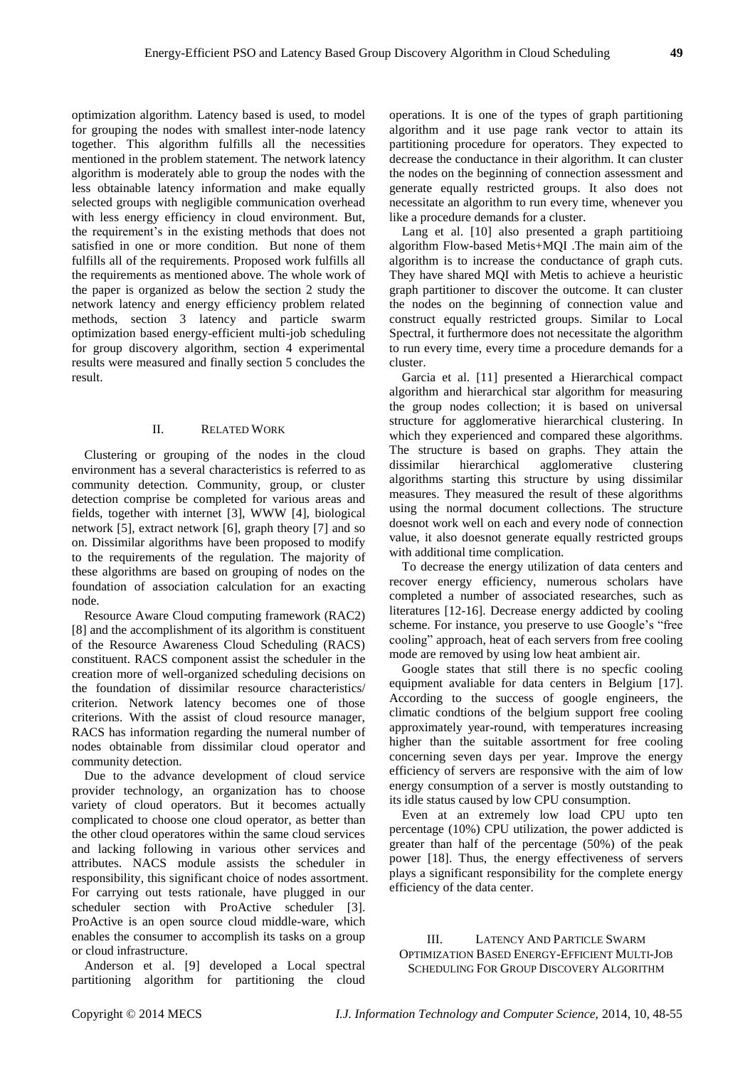optimization algorithm. Latency based is used, to model for grouping the nodes with smallest inter-node latency together. This algorithm fulfills all the necessities mentioned in the problem statement. The network latency algorithm is moderately able to group the nodes with the less obtainable latency information and make equally selected groups with negligible communication overhead with less energy efficiency in cloud environment. But, the requirement's in the existing methods that does not satisfied in one or more condition. But none of them fulfills all of the requirements. Proposed work fulfills all the requirements as mentioned above. The whole work of the paper is organized as below the section 2 study the network latency and energy efficiency problem related methods, section 3 latency and particle swarm optimization based energy-efficient multi-job scheduling for group discovery algorithm, section 4 experimental results were measured and finally section 5 concludes the result.

## II. Related Work

Clustering or grouping of the nodes in the cloud environment has a several characteristics is referred to as community detection. Community, group, or cluster detection comprise be completed for various areas and fields, together with internet [3], WWW [4], biological network [5], extract network [6], graph theory [7] and so on. Dissimilar algorithms have been proposed to modify to the requirements of the regulation. The majority of these algorithms are based on grouping of nodes on the foundation of association calculation for an exacting node.

Resource Aware Cloud computing framework (RAC2) [8] and the accomplishment of its algorithm is constituent of the Resource Awareness Cloud Scheduling (RACS) constituent. RACS component assist the scheduler in the creation more of well-organized scheduling decisions on the foundation of dissimilar resource characteristics/ criterion. Network latency becomes one of those criterions. With the assist of cloud resource manager, RACS has information regarding the numeral number of nodes obtainable from dissimilar cloud operator and community detection.

Due to the advance development of cloud service provider technology, an organization has to choose variety of cloud operators. But it becomes actually complicated to choose one cloud operator, as better than the other cloud operatores within the same cloud services and lacking following in various other services and attributes. NACS module assists the scheduler in responsibility, this significant choice of nodes assortment. For carrying out tests rationale, have plugged in our scheduler section with ProActive scheduler [3]. ProActive is an open source cloud middle-ware, which enables the consumer to accomplish its tasks on a group or cloud infrastructure.

Anderson et al. [9] developed a Local spectral partitioning algorithm for partitioning the cloud operations. It is one of the types of graph partitioning algorithm and it use page rank vector to attain its partitioning procedure for operators. They expected to decrease the conductance in their algorithm. It can cluster the nodes on the beginning of connection assessment and generate equally restricted groups. It also does not necessitate an algorithm to run every time, whenever you like a procedure demands for a cluster.

Lang et al. [10] also presented a graph partitioing algorithm Flow-based Metis+MQI .The main aim of the algorithm is to increase the conductance of graph cuts. They have shared MQI with Metis to achieve a heuristic graph partitioner to discover the outcome. It can cluster the nodes on the beginning of connection value and construct equally restricted groups. Similar to Local Spectral, it furthermore does not necessitate the algorithm to run every time, every time a procedure demands for a cluster.

Garcia et al. [11] presented a Hierarchical compact algorithm and hierarchical star algorithm for measuring the group nodes collection; it is based on universal structure for agglomerative hierarchical clustering. In which they experienced and compared these algorithms. The structure is based on graphs. They attain the dissimilar hierarchical agglomerative clustering algorithms starting this structure by using dissimilar measures. They measured the result of these algorithms using the normal document collections. The structure doesnot work well on each and every node of connection value, it also doesnot generate equally restricted groups with additional time complication.

To decrease the energy utilization of data centers and recover energy efficiency, numerous scholars have completed a number of associated researches, such as literatures [12-16]. Decrease energy addicted by cooling scheme. For instance, you preserve to use Google's "free cooling" approach, heat of each servers from free cooling mode are removed by using low heat ambient air.

Google states that still there is no specfic cooling equipment avaliable for data centers in Belgium [17]. According to the success of google engineers, the climatic condtions of the belgium support free cooling approximately year-round, with temperatures increasing higher than the suitable assortment for free cooling concerning seven days per year. Improve the energy efficiency of servers are responsive with the aim of low energy consumption of a server is mostly outstanding to its idle status caused by low CPU consumption.

Even at an extremely low load CPU upto ten percentage (10%) CPU utilization, the power addicted is greater than half of the percentage (50%) of the peak power [18]. Thus, the energy effectiveness of servers plays a significant responsibility for the complete energy efficiency of the data center.

## III. Latency And Particle Swarm Optimization Based Energy-Efficient Multi-Job Scheduling For Group Discovery Algorithm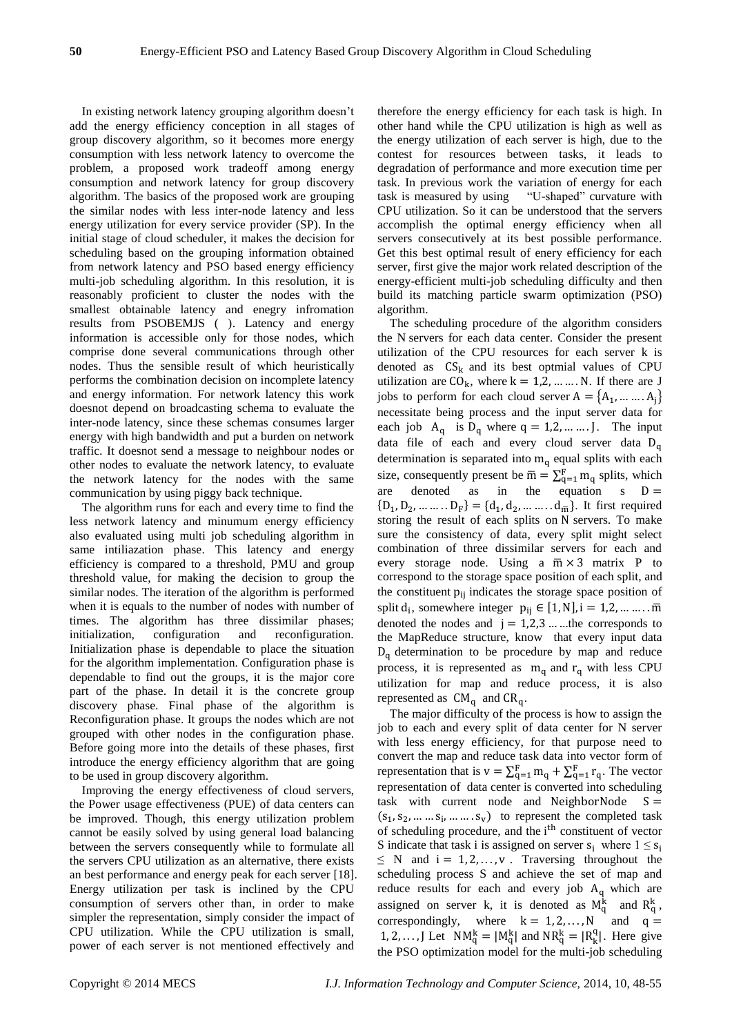In existing network latency grouping algorithm doesn't add the energy efficiency conception in all stages of group discovery algorithm, so it becomes more energy consumption with less network latency to overcome the problem, a proposed work tradeoff among energy consumption and network latency for group discovery algorithm. The basics of the proposed work are grouping the similar nodes with less inter-node latency and less energy utilization for every service provider (SP). In the initial stage of cloud scheduler, it makes the decision for scheduling based on the grouping information obtained from network latency and PSO based energy efficiency multi-job scheduling algorithm. In this resolution, it is reasonably proficient to cluster the nodes with the smallest obtainable latency and enegry infromation results from PSOBEMJS ( ). Latency and energy information is accessible only for those nodes, which comprise done several communications through other nodes. Thus the sensible result of which heuristically performs the combination decision on incomplete latency and energy information. For network latency this work doesnot depend on broadcasting schema to evaluate the inter-node latency, since these schemas consumes larger energy with high bandwidth and put a burden on network traffic. It doesnot send a message to neighbour nodes or other nodes to evaluate the network latency, to evaluate the network latency for the nodes with the same communication by using piggy back technique.

The algorithm runs for each and every time to find the less network latency and minumum energy efficiency also evaluated using multi job scheduling algorithm in same intiliazation phase. This latency and energy efficiency is compared to a threshold, PMU and group threshold value, for making the decision to group the similar nodes. The iteration of the algorithm is performed when it is equals to the number of nodes with number of times. The algorithm has three dissimilar phases; initialization, configuration and reconfiguration. Initialization phase is dependable to place the situation for the algorithm implementation. Configuration phase is dependable to find out the groups, it is the major core part of the phase. In detail it is the concrete group discovery phase. Final phase of the algorithm is Reconfiguration phase. It groups the nodes which are not grouped with other nodes in the configuration phase. Before going more into the details of these phases, first introduce the energy efficiency algorithm that are going to be used in group discovery algorithm.

Improving the energy effectiveness of cloud servers, the Power usage effectiveness (PUE) of data centers can be improved. Though, this energy utilization problem cannot be easily solved by using general load balancing between the servers consequently while to formulate all the servers CPU utilization as an alternative, there exists an best performance and energy peak for each server [18]. Energy utilization per task is inclined by the CPU consumption of servers other than, in order to make simpler the representation, simply consider the impact of CPU utilization. While the CPU utilization is small, power of each server is not mentioned effectively and therefore the energy efficiency for each task is high. In other hand while the CPU utilization is high as well as the energy utilization of each server is high, due to the contest for resources between tasks, it leads to degradation of performance and more execution time per task. In previous work the variation of energy for each task is measured by using "U-shaped" curvature with CPU utilization. So it can be understood that the servers accomplish the optimal energy efficiency when all servers consecutively at its best possible performance. Get this best optimal result of enery efficiency for each server, first give the major work related description of the energy-efficient multi-job scheduling difficulty and then build its matching particle swarm optimization (PSO) algorithm.

The scheduling procedure of the algorithm considers the N servers for each data center. Consider the present utilization of the CPU resources for each server k is denoted as $CS_k$ and its best optmial values of CPU utilization are $CO_k$, where $k = 1,2, \ldots \ldots . N$. If there are J jobs to perform for each cloud server $A = \{A_1, \ldots \ldots . A_j\}$ necessitate being process and the input server data for each job $A_q$ is $D_q$ where $q = 1,2, \ldots \ldots . J$. The input data file of each and every cloud server data $D_q$ determination is separated into $m_q$ equal splits with each size, consequently present be $\bar{m} = \sum_{q=1}^{F} m_q$ splits, which are denoted as in the equation s $D = \{D_1, D_2, \ldots \ldots . D_F\} = \{d_1, d_2, \ldots \ldots . d_{\bar{m}}\}$. It first required storing the result of each splits on N servers. To make sure the consistency of data, every split might select combination of three dissimilar servers for each and every storage node. Using a $\bar{m} \times 3$ matrix P to correspond to the storage space position of each split, and the constituent $p_{ij}$ indicates the storage space position of split $d_i$, somewhere integer $p_{ij} \in [1, N], i = 1,2, \ldots \ldots . \bar{m}$ denoted the nodes and $j = 1,2,3 \ldots \ldots$the corresponds to the MapReduce structure, know that every input data $D_q$ determination to be procedure by map and reduce process, it is represented as $m_q$ and $r_q$ with less CPU utilization for map and reduce process, it is also represented as $CM_q$ and $CR_q$.

The major difficulty of the process is how to assign the job to each and every split of data center for N server with less energy efficiency, for that purpose need to convert the map and reduce task data into vector form of representation that is $v = \sum_{q=1}^{F} m_q + \sum_{q=1}^{F} r_q$. The vector representation of data center is converted into scheduling task with current node and NeighborNode $S = (s_1, s_2, \ldots \ldots s_i, \ldots \ldots . s_v)$ to represent the completed task of scheduling procedure, and the $i^{th}$ constituent of vector S indicate that task i is assigned on server $s_i$ where $1 \leq s_i \leq N$ and $i = 1,2, \ldots, v$ . Traversing throughout the scheduling process S and achieve the set of map and reduce results for each and every job $A_q$ which are assigned on server k, it is denoted as $M_q^k$ and $R_q^k$, correspondingly, where $k = 1,2, \ldots, N$ and $q = 1,2, \ldots, J$ Let $NM_q^k = |M_q^k|$ and $NR_q^k = |R_k^q|$. Here give the PSO optimization model for the multi-job scheduling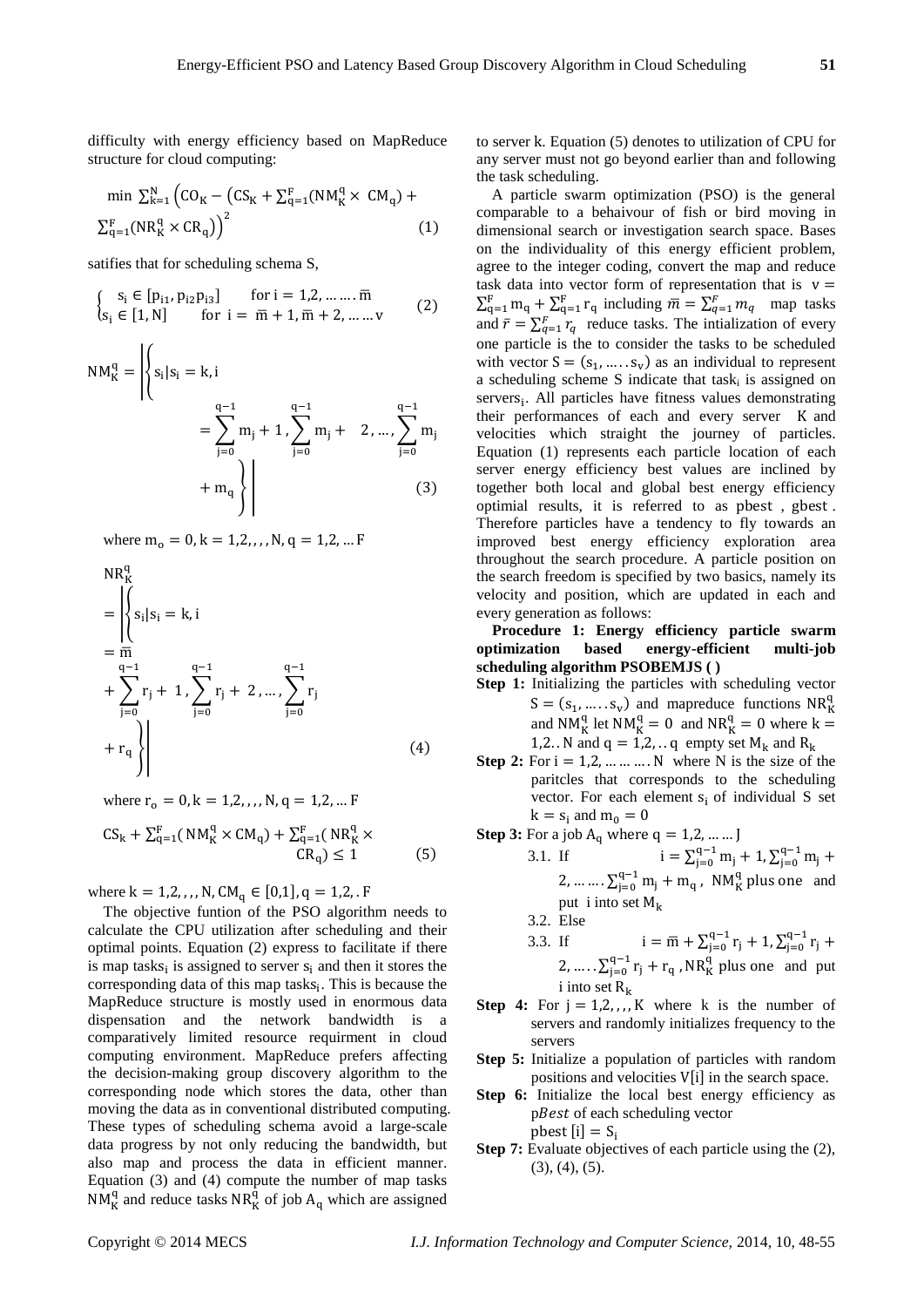difficulty with energy efficiency based on MapReduce structure for cloud computing:

$$\min \sum_{k=1}^{N} \left(CO_K - \left(CS_K + \sum_{q=1}^{F}(NM_K^q \times CM_q) + \sum_{q=1}^{F}(NR_K^q \times CR_q)\right)\right)^2 \quad (1)$$

satifies that for scheduling schema S,

$$\begin{cases} s_i \in [p_{i1}, p_{i2} p_{i3}] & \text{for } i = 1,2, \ldots\ldots \bar{m} \\ s_i \in [1, N] & \text{for } i = \bar{m}+1, \bar{m}+2, \ldots\ldots v \end{cases} \quad (2)$$

$$NM_K^q = \left| \left\{ s_i | s_i = k, i = \sum_{j=0}^{q-1} m_j + 1, \sum_{j=0}^{q-1} m_j + 2, \ldots, \sum_{j=0}^{q-1} m_j + m_q \right\} \right| \quad (3)$$

where $m_o = 0, k = 1,2,,,, N, q = 1,2, \ldots F$

$$NR_K^q = \left| \left\{ s_i | s_i = k, i = \bar{m} + \sum_{j=0}^{q-1} r_j + 1, \sum_{j=0}^{q-1} r_j + 2, \ldots, \sum_{j=0}^{q-1} r_j + r_q \right\} \right| \quad (4)$$

where $r_o = 0, k = 1,2,,,, N, q = 1,2, \ldots F$

$$CS_k + \sum_{q=1}^{F}(NM_K^q \times CM_q) + \sum_{q=1}^{F}(NR_K^q \times CR_q) \leq 1 \quad (5)$$

where $k = 1,2,,,, N, CM_q \in [0,1], q = 1,2, . F$

The objective funtion of the PSO algorithm needs to calculate the CPU utilization after scheduling and their optimal points. Equation (2) express to facilitate if there is map tasks$_i$ is assigned to server $s_i$ and then it stores the corresponding data of this map tasks$_i$. This is because the MapReduce structure is mostly used in enormous data dispensation and the network bandwidth is a comparatively limited resource requirment in cloud computing environment. MapReduce prefers affecting the decision-making group discovery algorithm to the corresponding node which stores the data, other than moving the data as in conventional distributed computing. These types of scheduling schema avoid a large-scale data progress by not only reducing the bandwidth, but also map and process the data in efficient manner. Equation (3) and (4) compute the number of map tasks $NM_K^q$ and reduce tasks $NR_K^q$ of job $A_q$ which are assigned to server k. Equation (5) denotes to utilization of CPU for any server must not go beyond earlier than and following the task scheduling.

A particle swarm optimization (PSO) is the general comparable to a behaviour of fish or bird moving in dimensional search or investigation search space. Bases on the individuality of this energy efficient problem, agree to the integer coding, convert the map and reduce task data into vector form of representation that is $v = \sum_{q=1}^{F} m_q + \sum_{q=1}^{F} r_q$ including $\bar{m} = \sum_{q=1}^{F} m_q$ map tasks and $\bar{r} = \sum_{q=1}^{F} r_q$ reduce tasks. The intialization of every one particle is the to consider the tasks to be scheduled with vector $S = (s_1, \ldots\ldots s_v)$ as an individual to represent a scheduling scheme S indicate that task$_i$ is assigned on servers$_i$. All particles have fitness values demonstrating their performances of each and every server K and velocities which straight the journey of particles. Equation (1) represents each particle location of each server energy efficiency best values are inclined by together both local and global best energy efficiency optimial results, it is referred to as pbest , gbest . Therefore particles have a tendency to fly towards an improved best energy efficiency exploration area throughout the search procedure. A particle position on the search freedom is specified by two basics, namely its velocity and position, which are updated in each and every generation as follows:

**Procedure 1: Energy efficiency particle swarm optimization based energy-efficient multi-job scheduling algorithm PSOBEMJS ( )**

**Step 1:** Initializing the particles with scheduling vector $S = (s_1, \ldots\ldots s_v)$ and mapreduce functions $NR_K^q$ and $NM_K^q$ let $NM_K^q = 0$ and $NR_K^q = 0$ where $k = 1,2..N$ and $q = 1,2,..q$ empty set $M_k$ and $R_k$

**Step 2:** For $i = 1,2, \ldots\ldots\ldots N$ where N is the size of the paritcles that corresponds to the scheduling vector. For each element $s_i$ of individual S set $k = s_i$ and $m_0 = 0$

**Step 3:** For a job $A_q$ where $q = 1,2, \ldots\ldots J$

3.1. If $i = \sum_{j=0}^{q-1} m_j + 1, \sum_{j=0}^{q-1} m_j + 2, \ldots\ldots \sum_{j=0}^{q-1} m_j + m_q$, $NM_K^q$ plus one and put i into set $M_k$

3.2. Else

3.3. If $i = \bar{m} + \sum_{j=0}^{q-1} r_j + 1, \sum_{j=0}^{q-1} r_j + 2, \ldots\ldots \sum_{j=0}^{q-1} r_j + r_q$, $NR_K^q$ plus one and put i into set $R_k$

**Step 4:** For $j = 1,2,,,, K$ where k is the number of servers and randomly initializes frequency to the servers

**Step 5:** Initialize a population of particles with random positions and velocities V[i] in the search space.

**Step 6:** Initialize the local best energy efficiency as p*Best* of each scheduling vector pbest $[i] = S_i$

**Step 7:** Evaluate objectives of each particle using the (2), (3), (4), (5).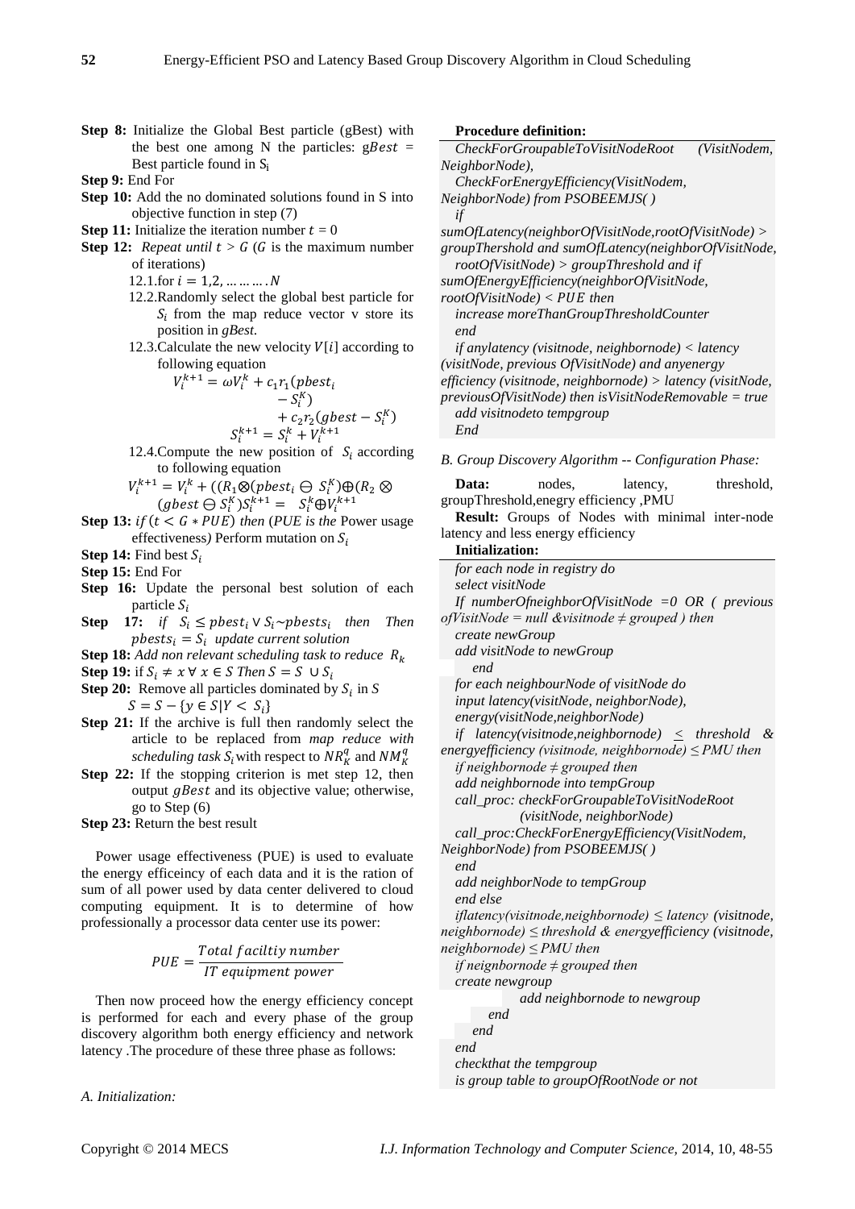**Step 8:** Initialize the Global Best particle (gBest) with the best one among N the particles: $gBest$ = Best particle found in $S_i$

**Step 9:** End For

**Step 10:** Add the no dominated solutions found in S into objective function in step (7)

**Step 11:** Initialize the iteration number $t = 0$

**Step 12:** *Repeat until* $t > G$ ($G$ is the maximum number of iterations)

12.1.for $i = 1,2, \dots\dots\dots.N$

12.2.Randomly select the global best particle for $S_i$ from the map reduce vector v store its position in *gBest*.

12.3.Calculate the new velocity $V[i]$ according to following equation

$$V_i^{k+1} = \omega V_i^k + c_1 r_1 (pbest_i - S_i^K) + c_2 r_2 (gbest - S_i^K)$$

$$S_i^{k+1} = S_i^k + V_i^{k+1}$$

12.4.Compute the new position of $S_i$ according to following equation

$$V_i^{k+1} = V_i^k + ((R_1 \otimes (pbest_i \ominus S_i^K) \oplus (R_2 \otimes (gbest \ominus S_i^K) S_i^{k+1} = S_i^k \oplus V_i^{k+1}$$

**Step 13:** $if\ (t < G * PUE)$ *then* (*PUE is the* Power usage effectiveness*)* Perform mutation on $S_i$

**Step 14:** Find best $S_i$

**Step 15:** End For

**Step 16:** Update the personal best solution of each particle $S_i$

**Step 17:** *if* $S_i \leq pbest_i \vee S_i \sim pbests_i$ *then Then* $pbests_i = S_i$ *update current solution*

**Step 18:** *Add non relevant scheduling task to reduce* $R_k$

**Step 19:** if $S_i \neq x \; \forall \; x \in S$ *Then* $S = S \cup S_i$

**Step 20:** Remove all particles dominated by $S_i$ in *S*

$$S = S - \{y \in S | Y < S_i\}$$

**Step 21:** If the archive is full then randomly select the article to be replaced from *map reduce with scheduling task* $S_i$ with respect to $NR_K^q$ and $NM_K^q$

**Step 22:** If the stopping criterion is met step 12, then output $gBest$ and its objective value; otherwise, go to Step (6)

**Step 23:** Return the best result

Power usage effectiveness (PUE) is used to evaluate the energy efficeincy of each data and it is the ration of sum of all power used by data center delivered to cloud computing equipment. It is to determine of how professionally a processor data center use its power:

$$PUE = \frac{Total\ faciltiy\ number}{IT\ equipment\ power}$$

Then now proceed how the energy efficiency concept is performed for each and every phase of the group discovery algorithm both energy efficiency and network latency .The procedure of these three phase as follows:

*A. Initialization:*

**Procedure definition:**

*CheckForGroupableToVisitNodeRoot (VisitNodem, NeighborNode),*
*CheckForEnergyEfficiency(VisitNodem, NeighborNode) from PSOBEEMJS( )*
*if*
*sumOfLatency(neighborOfVisitNode,rootOfVisitNode) > groupThershold and sumOfLatency(neighborOfVisitNode, rootOfVisitNode) > groupThreshold and if sumOfEnergyEfficiency(neighborOfVisitNode, rootOfVisitNode) < PUE then*
*increase moreThanGroupThresholdCounter*
*end*
*if anylatency (visitnode, neighbornode) < latency (visitNode, previous OfVisitNode) and anyenergy efficiency (visitnode, neighbornode) > latency (visitNode, previousOfVisitNode) then isVisitNodeRemovable = true*
*add visitnodeto tempgroup*
*End*

*B. Group Discovery Algorithm -- Configuration Phase:*

**Data:** nodes, latency, threshold, groupThreshold,enegry efficiency ,PMU

**Result:** Groups of Nodes with minimal inter-node latency and less energy efficiency

**Initialization:**

*for each node in registry do*
*select visitNode*
*If numberOfneighborOfVisitNode =0 OR ( previous ofVisitNode = null &visitnode ≠ grouped ) then*
*create newGroup*
*add visitNode to newGroup*
*end*
*for each neighbourNode of visitNode do*
*input latency(visitNode, neighborNode), energy(visitNode,neighborNode)*
*if latency(visitnode,neighbornode) ≤ threshold & energyefficiency (visitnode, neighbornode) ≤ PMU then*
*if neighbornode ≠ grouped then*
*add neighbornode into tempGroup*
*call_proc: checkForGroupableToVisitNodeRoot (visitNode, neighborNode)*
*call_proc:CheckForEnergyEfficiency(VisitNodem, NeighborNode) from PSOBEEMJS( )*
*end*
*add neighborNode to tempGroup*
*end else*
*iflatency(visitnode,neighbornode) ≤ latency (visitnode, neighbornode) ≤ threshold & energyefficiency (visitnode, neighbornode) ≤ PMU then*
*if neignbornode ≠ grouped then*
*create newgroup*
*add neighbornode to newgroup*
*end*
*end*
*end*
*checkthat the tempgroup*
*is group table to groupOfRootNode or not*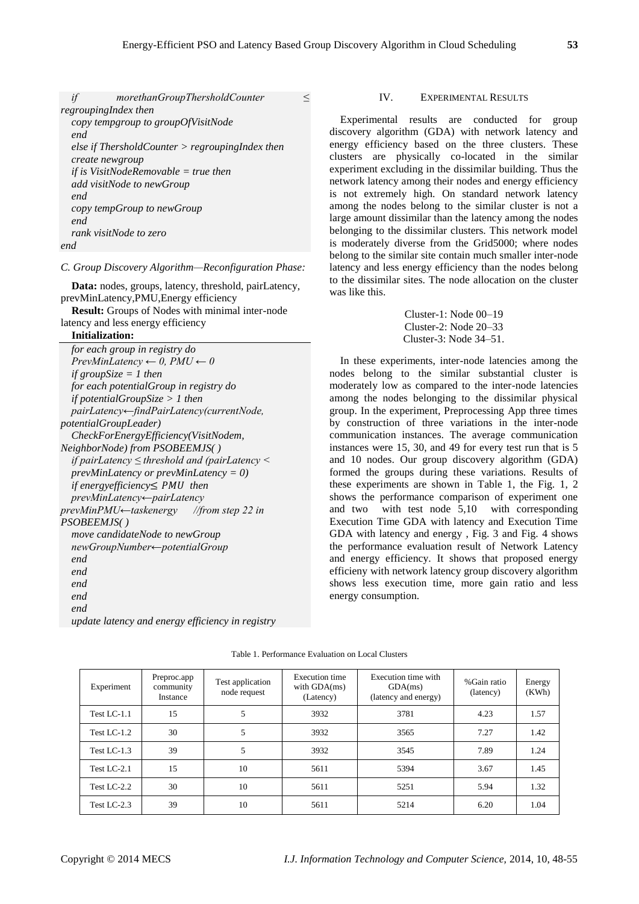```
if morethanGroupThersholdCounter ≤ regroupingIndex then
   copy tempgroup to groupOfVisitNode
   end
   else if ThersholdCounter > regroupingIndex then
   create newgroup
   if is VisitNodeRemovable = true then
   add visitNode to newGroup
   end
   copy tempGroup to newGroup
   end
   rank visitNode to zero
end
```

*C. Group Discovery Algorithm—Reconfiguration Phase:*

**Data:** nodes, groups, latency, threshold, pairLatency, prevMinLatency,PMU,Energy efficiency

**Result:** Groups of Nodes with minimal inter-node latency and less energy efficiency

**Initialization:**

```
for each group in registry do
   PrevMinLatency ← 0, PMU ← 0
   if groupSize = 1 then
   for each potentialGroup in registry do
   if potentialGroupSize > 1 then
   pairLatency←findPairLatency(currentNode, potentialGroupLeader)
   CheckForEnergyEfficiency(VisitNodem, NeighborNode) from PSOBEEMJS( )
   if pairLatency ≤ threshold and (pairLatency < prevMinLatency or prevMinLatency = 0)
   if energyefficiency≤ PMU then
   prevMinLatency←pairLatency
   prevMinPMU←taskenergy      //from step 22 in PSOBEEMJS( )
   move candidateNode to newGroup
   newGroupNumber←potentialGroup
   end
   end
   end
   end
   end
   update latency and energy efficiency in registry
```

## IV. Experimental Results

Experimental results are conducted for group discovery algorithm (GDA) with network latency and energy efficiency based on the three clusters. These clusters are physically co-located in the similar experiment excluding in the dissimilar building. Thus the network latency among their nodes and energy efficiency is not extremely high. On standard network latency among the nodes belong to the similar cluster is not a large amount dissimilar than the latency among the nodes belonging to the dissimilar clusters. This network model is moderately diverse from the Grid5000; where nodes belong to the similar site contain much smaller inter-node latency and less energy efficiency than the nodes belong to the dissimilar sites. The node allocation on the cluster was like this.

Cluster-1: Node 00–19
Cluster-2: Node 20–33
Cluster-3: Node 34–51.

In these experiments, inter-node latencies among the nodes belong to the similar substantial cluster is moderately low as compared to the inter-node latencies among the nodes belonging to the dissimilar physical group. In the experiment, Preprocessing App three times by construction of three variations in the inter-node communication instances. The average communication instances were 15, 30, and 49 for every test run that is 5 and 10 nodes. Our group discovery algorithm (GDA) formed the groups during these variations. Results of these experiments are shown in Table 1, the Fig. 1, 2 shows the performance comparison of experiment one and two with test node 5,10 with corresponding Execution Time GDA with latency and Execution Time GDA with latency and energy , Fig. 3 and Fig. 4 shows the performance evaluation result of Network Latency and energy efficiency. It shows that proposed energy efficieny with network latency group discovery algorithm shows less execution time, more gain ratio and less energy consumption.

Table 1. Performance Evaluation on Local Clusters

| Experiment | Preproc.app community Instance | Test application node request | Execution time with GDA(ms) (Latency) | Execution time with GDA(ms) (latency and energy) | %Gain ratio (latency) | Energy (KWh) |
|---|---|---|---|---|---|---|
| Test LC-1.1 | 15 | 5 | 3932 | 3781 | 4.23 | 1.57 |
| Test LC-1.2 | 30 | 5 | 3932 | 3565 | 7.27 | 1.42 |
| Test LC-1.3 | 39 | 5 | 3932 | 3545 | 7.89 | 1.24 |
| Test LC-2.1 | 15 | 10 | 5611 | 5394 | 3.67 | 1.45 |
| Test LC-2.2 | 30 | 10 | 5611 | 5251 | 5.94 | 1.32 |
| Test LC-2.3 | 39 | 10 | 5611 | 5214 | 6.20 | 1.04 |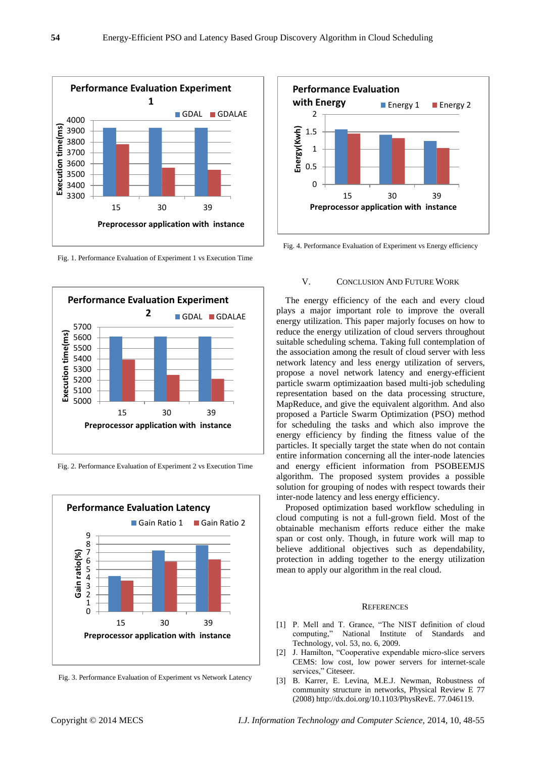Fig. 1. Performance Evaluation of Experiment 1 vs Execution Time

Fig. 2. Performance Evaluation of Experiment 2 vs Execution Time

Fig. 3. Performance Evaluation of Experiment vs Network Latency

Fig. 4. Performance Evaluation of Experiment vs Energy efficiency

## V. Conclusion And Future Work

The energy efficiency of the each and every cloud plays a major important role to improve the overall energy utilization. This paper majorly focuses on how to reduce the energy utilization of cloud servers throughout suitable scheduling schema. Taking full contemplation of the association among the result of cloud server with less network latency and less energy utilization of servers, propose a novel network latency and energy-efficient particle swarm optimizaation based multi-job scheduling representation based on the data processing structure, MapReduce, and give the equivalent algorithm. And also proposed a Particle Swarm Optimization (PSO) method for scheduling the tasks and which also improve the energy efficiency by finding the fitness value of the particles. It specially target the state when do not contain entire information concerning all the inter-node latencies and energy efficient information from PSOBEEMJS algorithm. The proposed system provides a possible solution for grouping of nodes with respect towards their inter-node latency and less energy efficiency.

Proposed optimization based workflow scheduling in cloud computing is not a full-grown field. Most of the obtainable mechanism efforts reduce either the make span or cost only. Though, in future work will map to believe additional objectives such as dependability, protection in adding together to the energy utilization mean to apply our algorithm in the real cloud.

## References

[1] P. Mell and T. Grance, "The NIST definition of cloud computing," National Institute of Standards and Technology, vol. 53, no. 6, 2009.

[2] J. Hamilton, "Cooperative expendable micro-slice servers CEMS: low cost, low power servers for internet-scale services," Citeseer.

[3] B. Karrer, E. Levina, M.E.J. Newman, Robustness of community structure in networks, Physical Review E 77 (2008) http://dx.doi.org/10.1103/PhysRevE. 77.046119.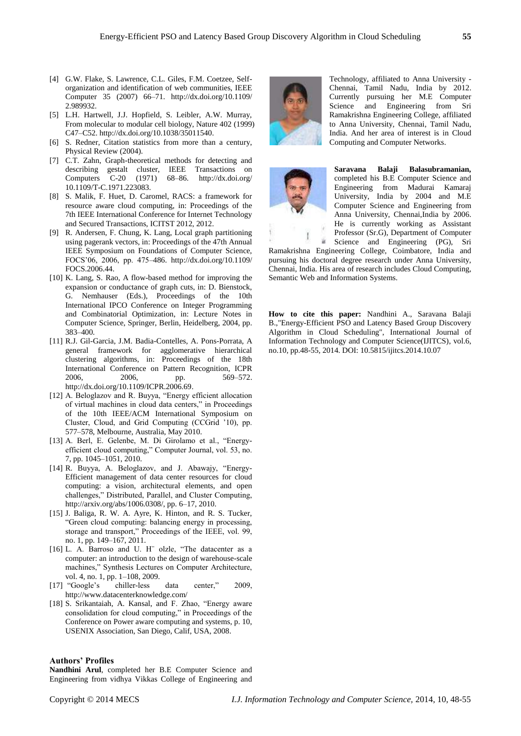[4] G.W. Flake, S. Lawrence, C.L. Giles, F.M. Coetzee, Self-organization and identification of web communities, IEEE Computer 35 (2007) 66–71. http://dx.doi.org/10.1109/2.989932.

[5] L.H. Hartwell, J.J. Hopfield, S. Leibler, A.W. Murray, From molecular to modular cell biology, Nature 402 (1999) C47–C52. http://dx.doi.org/10.1038/35011540.

[6] S. Redner, Citation statistics from more than a century, Physical Review (2004).

[7] C.T. Zahn, Graph-theoretical methods for detecting and describing gestalt cluster, IEEE Transactions on Computers C-20 (1971) 68–86. http://dx.doi.org/10.1109/T-C.1971.223083.

[8] S. Malik, F. Huet, D. Caromel, RACS: a framework for resource aware cloud computing, in: Proceedings of the 7th IEEE International Conference for Internet Technology and Secured Transactions, ICITST 2012, 2012.

[9] R. Andersen, F. Chung, K. Lang, Local graph partitioning using pagerank vectors, in: Proceedings of the 47th Annual IEEE Symposium on Foundations of Computer Science, FOCS'06, 2006, pp. 475–486. http://dx.doi.org/10.1109/FOCS.2006.44.

[10] K. Lang, S. Rao, A flow-based method for improving the expansion or conductance of graph cuts, in: D. Bienstock, G. Nemhauser (Eds.), Proceedings of the 10th International IPCO Conference on Integer Programming and Combinatorial Optimization, in: Lecture Notes in Computer Science, Springer, Berlin, Heidelberg, 2004, pp. 383–400.

[11] R.J. Gil-Garcia, J.M. Badia-Contelles, A. Pons-Porrata, A general framework for agglomerative hierarchical clustering algorithms, in: Proceedings of the 18th International Conference on Pattern Recognition, ICPR 2006, 2006, pp. 569–572. http://dx.doi.org/10.1109/ICPR.2006.69.

[12] A. Beloglazov and R. Buyya, "Energy efficient allocation of virtual machines in cloud data centers," in Proceedings of the 10th IEEE/ACM International Symposium on Cluster, Cloud, and Grid Computing (CCGrid '10), pp. 577–578, Melbourne, Australia, May 2010.

[13] A. Berl, E. Gelenbe, M. Di Girolamo et al., "Energy-efficient cloud computing," Computer Journal, vol. 53, no. 7, pp. 1045–1051, 2010.

[14] R. Buyya, A. Beloglazov, and J. Abawajy, "Energy-Efficient management of data center resources for cloud computing: a vision, architectural elements, and open challenges," Distributed, Parallel, and Cluster Computing, http://arxiv.org/abs/1006.0308/, pp. 6–17, 2010.

[15] J. Baliga, R. W. A. Ayre, K. Hinton, and R. S. Tucker, "Green cloud computing: balancing energy in processing, storage and transport," Proceedings of the IEEE, vol. 99, no. 1, pp. 149–167, 2011.

[16] L. A. Barroso and U. H¨ olzle, "The datacenter as a computer: an introduction to the design of warehouse-scale machines," Synthesis Lectures on Computer Architecture, vol. 4, no. 1, pp. 1–108, 2009.

[17] "Google's chiller-less data center," 2009, http://www.datacenterknowledge.com/

[18] S. Srikantaiah, A. Kansal, and F. Zhao, "Energy aware consolidation for cloud computing," in Proceedings of the Conference on Power aware computing and systems, p. 10, USENIX Association, San Diego, Calif, USA, 2008.

### Authors' Profiles

**Nandhini Arul**, completed her B.E Computer Science and Engineering from vidhya Vikkas College of Engineering and Technology, affiliated to Anna University - Chennai, Tamil Nadu, India by 2012. Currently pursuing her M.E Computer Science and Engineering from Sri Ramakrishna Engineering College, affiliated to Anna University, Chennai, Tamil Nadu, India. And her area of interest is in Cloud Computing and Computer Networks.

**Saravana Balaji Balasubramanian,** completed his B.E Computer Science and Engineering from Madurai Kamaraj University, India by 2004 and M.E Computer Science and Engineering from Anna University, Chennai,India by 2006. He is currently working as Assistant Professor (Sr.G), Department of Computer Science and Engineering (PG), Sri Ramakrishna Engineering College, Coimbatore, India and pursuing his doctoral degree research under Anna University, Chennai, India. His area of research includes Cloud Computing, Semantic Web and Information Systems.

**How to cite this paper:** Nandhini A., Saravana Balaji B.,"Energy-Efficient PSO and Latency Based Group Discovery Algorithm in Cloud Scheduling", International Journal of Information Technology and Computer Science(IJITCS), vol.6, no.10, pp.48-55, 2014. DOI: 10.5815/ijitcs.2014.10.07